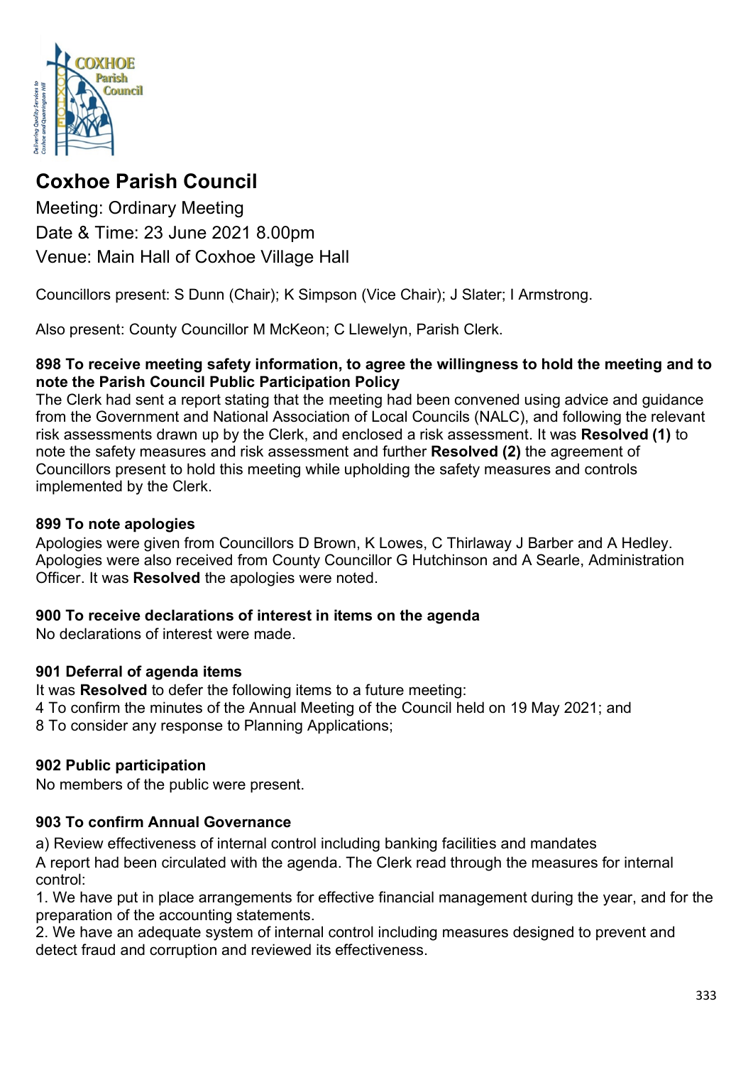# Coxhoe Parish Council

Meeting: Ordinary Meeting
Date & Time: 23 June 2021 8.00pm
Venue: Main Hall of Coxhoe Village Hall

Councillors present: S Dunn (Chair); K Simpson (Vice Chair); J Slater; I Armstrong.

Also present: County Councillor M McKeon; C Llewelyn, Parish Clerk.

### 898 To receive meeting safety information, to agree the willingness to hold the meeting and to note the Parish Council Public Participation Policy

The Clerk had sent a report stating that the meeting had been convened using advice and guidance from the Government and National Association of Local Councils (NALC), and following the relevant risk assessments drawn up by the Clerk, and enclosed a risk assessment. It was **Resolved (1)** to note the safety measures and risk assessment and further **Resolved (2)** the agreement of Councillors present to hold this meeting while upholding the safety measures and controls implemented by the Clerk.

### 899 To note apologies

Apologies were given from Councillors D Brown, K Lowes, C Thirlaway J Barber and A Hedley. Apologies were also received from County Councillor G Hutchinson and A Searle, Administration Officer. It was **Resolved** the apologies were noted.

### 900 To receive declarations of interest in items on the agenda

No declarations of interest were made.

### 901 Deferral of agenda items

It was **Resolved** to defer the following items to a future meeting:
4 To confirm the minutes of the Annual Meeting of the Council held on 19 May 2021; and
8 To consider any response to Planning Applications;

### 902 Public participation

No members of the public were present.

### 903 To confirm Annual Governance

a) Review effectiveness of internal control including banking facilities and mandates
A report had been circulated with the agenda. The Clerk read through the measures for internal control:

1. We have put in place arrangements for effective financial management during the year, and for the preparation of the accounting statements.
2. We have an adequate system of internal control including measures designed to prevent and detect fraud and corruption and reviewed its effectiveness.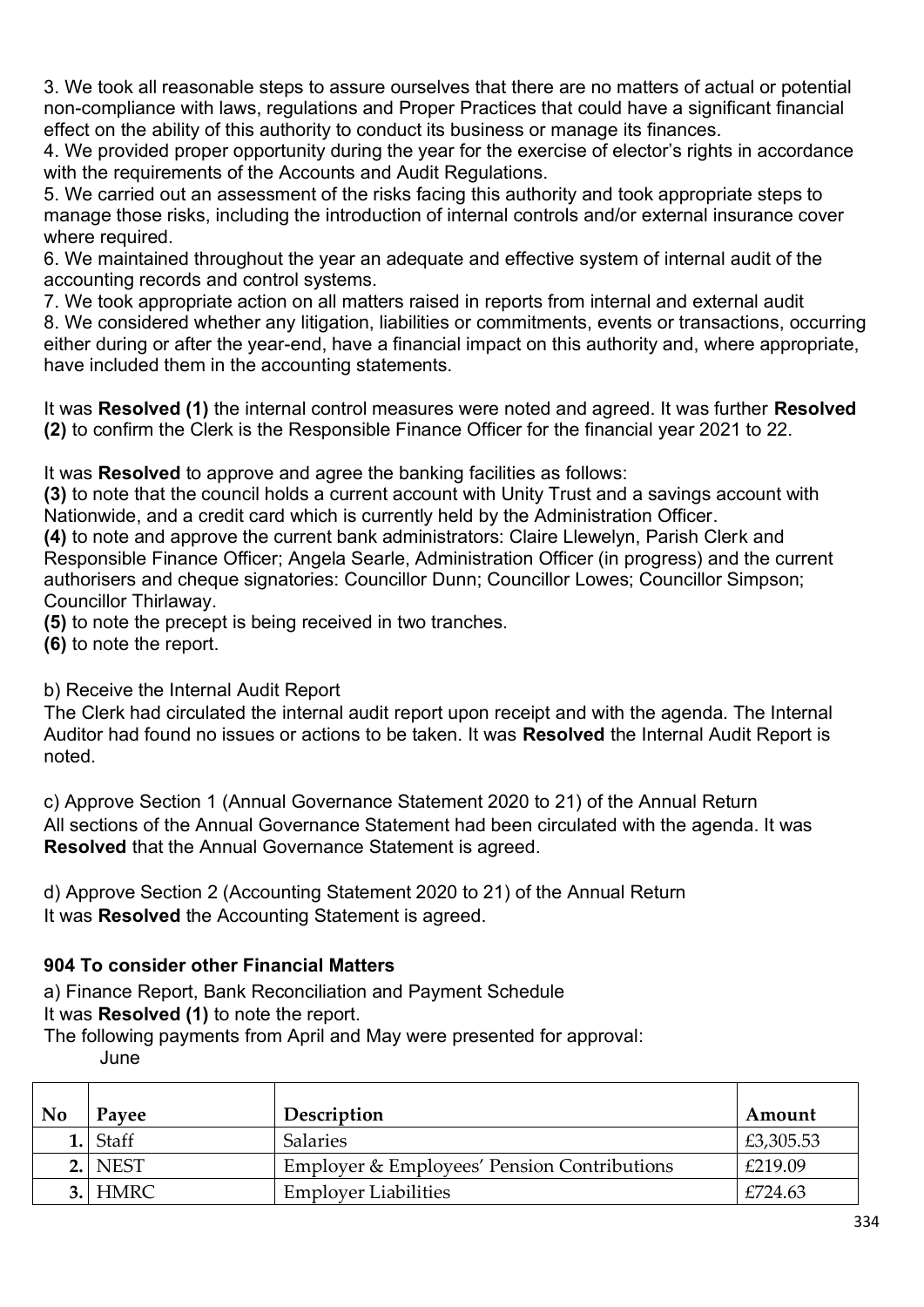3. We took all reasonable steps to assure ourselves that there are no matters of actual or potential non-compliance with laws, regulations and Proper Practices that could have a significant financial effect on the ability of this authority to conduct its business or manage its finances.
4. We provided proper opportunity during the year for the exercise of elector's rights in accordance with the requirements of the Accounts and Audit Regulations.
5. We carried out an assessment of the risks facing this authority and took appropriate steps to manage those risks, including the introduction of internal controls and/or external insurance cover where required.
6. We maintained throughout the year an adequate and effective system of internal audit of the accounting records and control systems.
7. We took appropriate action on all matters raised in reports from internal and external audit
8. We considered whether any litigation, liabilities or commitments, events or transactions, occurring either during or after the year-end, have a financial impact on this authority and, where appropriate, have included them in the accounting statements.

It was **Resolved (1)** the internal control measures were noted and agreed. It was further **Resolved (2)** to confirm the Clerk is the Responsible Finance Officer for the financial year 2021 to 22.

It was **Resolved** to approve and agree the banking facilities as follows:
**(3)** to note that the council holds a current account with Unity Trust and a savings account with Nationwide, and a credit card which is currently held by the Administration Officer.
**(4)** to note and approve the current bank administrators: Claire Llewelyn, Parish Clerk and Responsible Finance Officer; Angela Searle, Administration Officer (in progress) and the current authorisers and cheque signatories: Councillor Dunn; Councillor Lowes; Councillor Simpson; Councillor Thirlaway.
**(5)** to note the precept is being received in two tranches.
**(6)** to note the report.

b) Receive the Internal Audit Report
The Clerk had circulated the internal audit report upon receipt and with the agenda. The Internal Auditor had found no issues or actions to be taken. It was **Resolved** the Internal Audit Report is noted.

c) Approve Section 1 (Annual Governance Statement 2020 to 21) of the Annual Return
All sections of the Annual Governance Statement had been circulated with the agenda. It was **Resolved** that the Annual Governance Statement is agreed.

d) Approve Section 2 (Accounting Statement 2020 to 21) of the Annual Return
It was **Resolved** the Accounting Statement is agreed.

### 904 To consider other Financial Matters

a) Finance Report, Bank Reconciliation and Payment Schedule
It was **Resolved (1)** to note the report.
The following payments from April and May were presented for approval:
June

| No | Payee | Description | Amount |
|---|---|---|---|
| 1. | Staff | Salaries | £3,305.53 |
| 2. | NEST | Employer & Employees' Pension Contributions | £219.09 |
| 3. | HMRC | Employer Liabilities | £724.63 |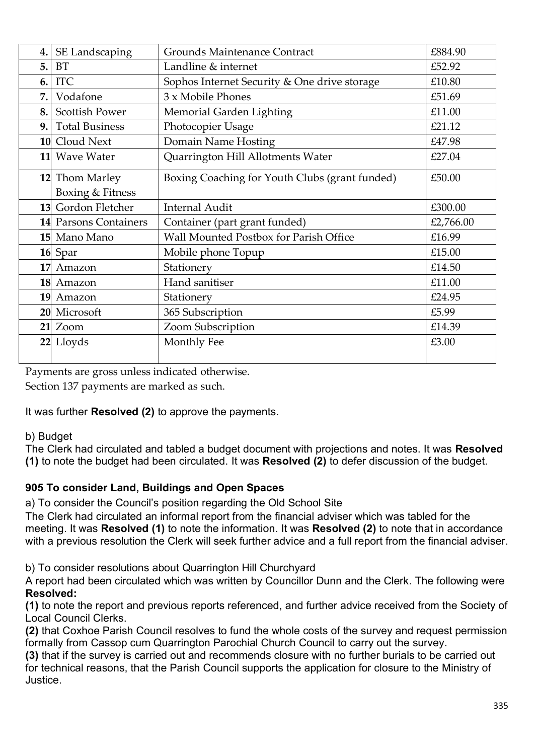| | | | |
|---|---|---|---|
| **4.** | SE Landscaping | Grounds Maintenance Contract | £884.90 |
| **5.** | BT | Landline & internet | £52.92 |
| **6.** | ITC | Sophos Internet Security & One drive storage | £10.80 |
| **7.** | Vodafone | 3 x Mobile Phones | £51.69 |
| **8.** | Scottish Power | Memorial Garden Lighting | £11.00 |
| **9.** | Total Business | Photocopier Usage | £21.12 |
| **10** | Cloud Next | Domain Name Hosting | £47.98 |
| **11** | Wave Water | Quarrington Hill Allotments Water | £27.04 |
| **12** | Thom Marley Boxing & Fitness | Boxing Coaching for Youth Clubs (grant funded) | £50.00 |
| **13** | Gordon Fletcher | Internal Audit | £300.00 |
| **14** | Parsons Containers | Container (part grant funded) | £2,766.00 |
| **15** | Mano Mano | Wall Mounted Postbox for Parish Office | £16.99 |
| **16** | Spar | Mobile phone Topup | £15.00 |
| **17** | Amazon | Stationery | £14.50 |
| **18** | Amazon | Hand sanitiser | £11.00 |
| **19** | Amazon | Stationery | £24.95 |
| **20** | Microsoft | 365 Subscription | £5.99 |
| **21** | Zoom | Zoom Subscription | £14.39 |
| **22** | Lloyds | Monthly Fee | £3.00 |

Payments are gross unless indicated otherwise.
Section 137 payments are marked as such.

It was further **Resolved (2)** to approve the payments.

b) Budget
The Clerk had circulated and tabled a budget document with projections and notes. It was **Resolved (1)** to note the budget had been circulated. It was **Resolved (2)** to defer discussion of the budget.

### 905 To consider Land, Buildings and Open Spaces

a) To consider the Council's position regarding the Old School Site
The Clerk had circulated an informal report from the financial adviser which was tabled for the meeting. It was **Resolved (1)** to note the information. It was **Resolved (2)** to note that in accordance with a previous resolution the Clerk will seek further advice and a full report from the financial adviser.

b) To consider resolutions about Quarrington Hill Churchyard
A report had been circulated which was written by Councillor Dunn and the Clerk. The following were **Resolved:**
**(1)** to note the report and previous reports referenced, and further advice received from the Society of Local Council Clerks.
**(2)** that Coxhoe Parish Council resolves to fund the whole costs of the survey and request permission formally from Cassop cum Quarrington Parochial Church Council to carry out the survey.
**(3)** that if the survey is carried out and recommends closure with no further burials to be carried out for technical reasons, that the Parish Council supports the application for closure to the Ministry of Justice.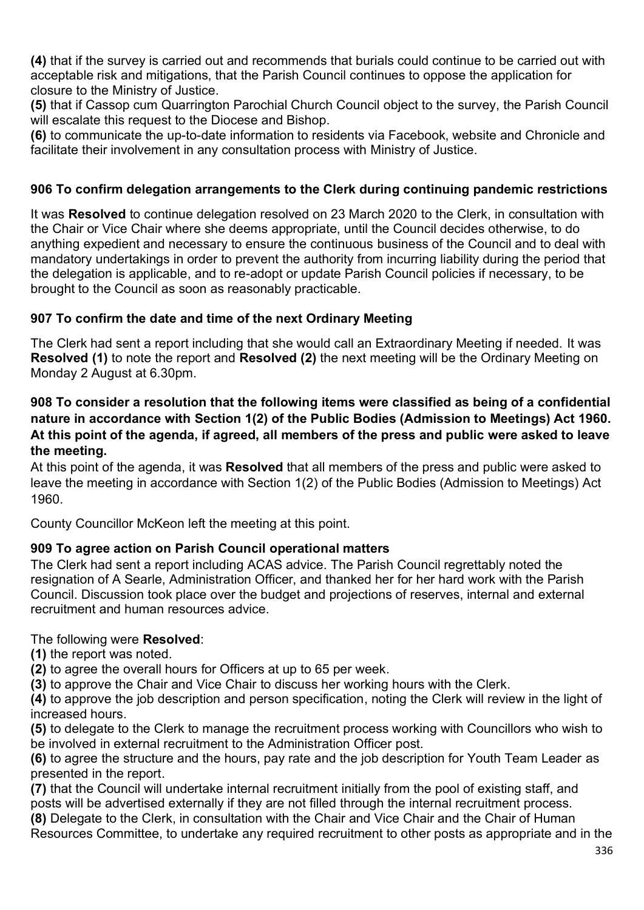**(4)** that if the survey is carried out and recommends that burials could continue to be carried out with acceptable risk and mitigations, that the Parish Council continues to oppose the application for closure to the Ministry of Justice.
**(5)** that if Cassop cum Quarrington Parochial Church Council object to the survey, the Parish Council will escalate this request to the Diocese and Bishop.
**(6)** to communicate the up-to-date information to residents via Facebook, website and Chronicle and facilitate their involvement in any consultation process with Ministry of Justice.

### 906 To confirm delegation arrangements to the Clerk during continuing pandemic restrictions

It was **Resolved** to continue delegation resolved on 23 March 2020 to the Clerk, in consultation with the Chair or Vice Chair where she deems appropriate, until the Council decides otherwise, to do anything expedient and necessary to ensure the continuous business of the Council and to deal with mandatory undertakings in order to prevent the authority from incurring liability during the period that the delegation is applicable, and to re-adopt or update Parish Council policies if necessary, to be brought to the Council as soon as reasonably practicable.

### 907 To confirm the date and time of the next Ordinary Meeting

The Clerk had sent a report including that she would call an Extraordinary Meeting if needed. It was **Resolved (1)** to note the report and **Resolved (2)** the next meeting will be the Ordinary Meeting on Monday 2 August at 6.30pm.

### 908 To consider a resolution that the following items were classified as being of a confidential nature in accordance with Section 1(2) of the Public Bodies (Admission to Meetings) Act 1960. At this point of the agenda, if agreed, all members of the press and public were asked to leave the meeting.

At this point of the agenda, it was **Resolved** that all members of the press and public were asked to leave the meeting in accordance with Section 1(2) of the Public Bodies (Admission to Meetings) Act 1960.

County Councillor McKeon left the meeting at this point.

### 909 To agree action on Parish Council operational matters

The Clerk had sent a report including ACAS advice. The Parish Council regrettably noted the resignation of A Searle, Administration Officer, and thanked her for her hard work with the Parish Council. Discussion took place over the budget and projections of reserves, internal and external recruitment and human resources advice.

The following were **Resolved**:
**(1)** the report was noted.
**(2)** to agree the overall hours for Officers at up to 65 per week.
**(3)** to approve the Chair and Vice Chair to discuss her working hours with the Clerk.
**(4)** to approve the job description and person specification, noting the Clerk will review in the light of increased hours.
**(5)** to delegate to the Clerk to manage the recruitment process working with Councillors who wish to be involved in external recruitment to the Administration Officer post.
**(6)** to agree the structure and the hours, pay rate and the job description for Youth Team Leader as presented in the report.
**(7)** that the Council will undertake internal recruitment initially from the pool of existing staff, and posts will be advertised externally if they are not filled through the internal recruitment process.
**(8)** Delegate to the Clerk, in consultation with the Chair and Vice Chair and the Chair of Human Resources Committee, to undertake any required recruitment to other posts as appropriate and in the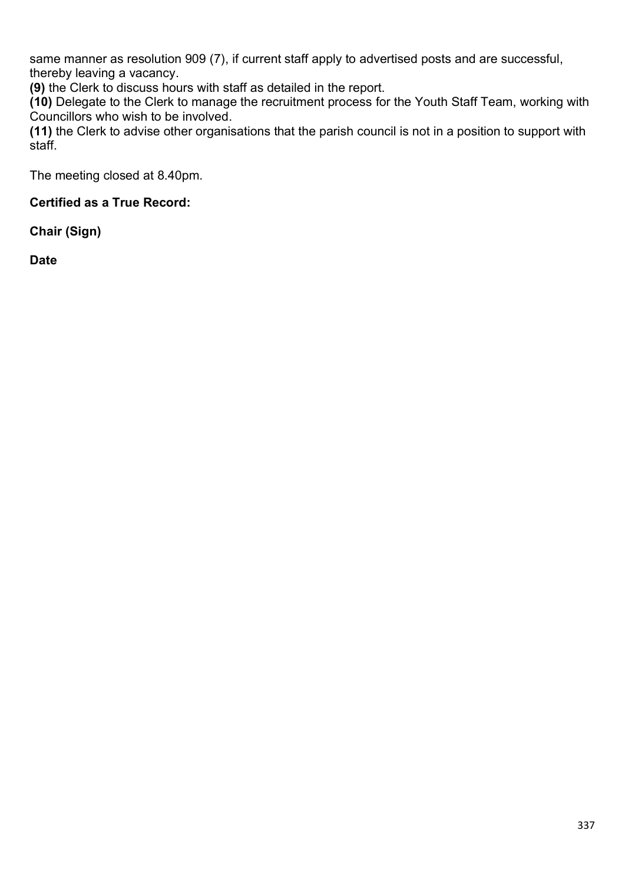same manner as resolution 909 (7), if current staff apply to advertised posts and are successful, thereby leaving a vacancy.

**(9)** the Clerk to discuss hours with staff as detailed in the report.

**(10)** Delegate to the Clerk to manage the recruitment process for the Youth Staff Team, working with Councillors who wish to be involved.

**(11)** the Clerk to advise other organisations that the parish council is not in a position to support with staff.

The meeting closed at 8.40pm.

**Certified as a True Record:**

**Chair (Sign)**

**Date**